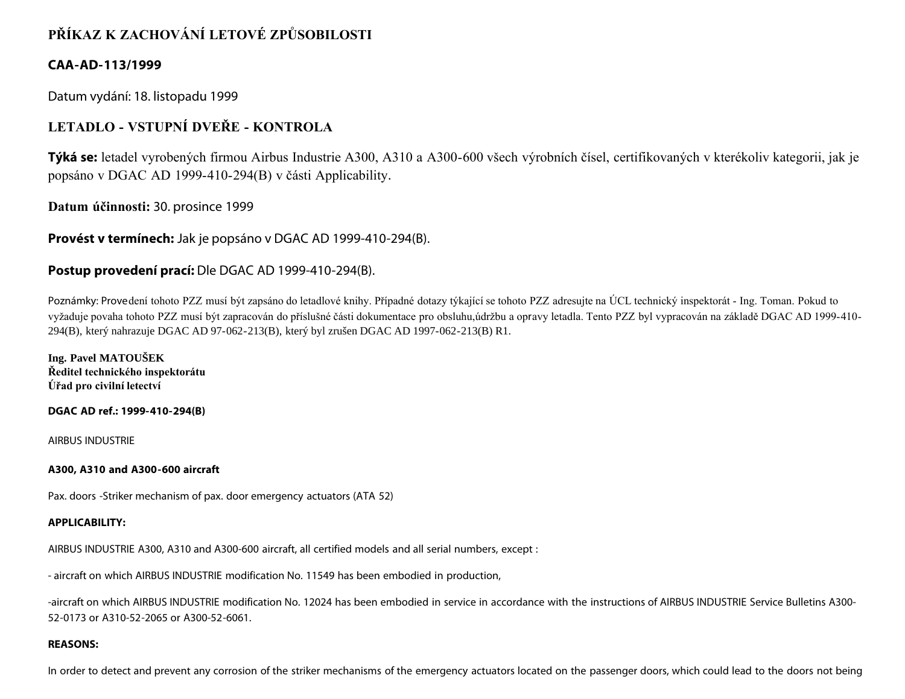# PŘÍKAZ K ZACHOVÁNÍ LETOVÉ ZPŮSOBILOSTI

## CAA-AD-113/1999

Datum vydání: 18. listopadu 1999

## LETADLO - VSTUPNÍ DVEŘE - KONTROLA

**Týká se:** letadel vyrobených firmou Airbus Industrie A300, A310 a A300-600 všech výrobních čísel, certifikovaných v kterékoliv kategorii, jak je popsáno v DGAC AD 1999-410-294(B) v části Applicability.

**Datum účinnosti:** 30. prosince 1999

**Provést v termínech:** Jak je popsáno v DGAC AD 1999-410-294(B).

**Postup provedení prací:** Dle DGAC AD 1999-410-294(B).

Poznámky: Provedení tohoto PZZ musí být zapsáno do letadlové knihy. Případné dotazy týkající se tohoto PZZ adresujte na ÚCL technický inspektorát - Ing. Toman. Pokud to vyžaduje povaha tohoto PZZ musí být zapracován do příslušné části dokumentace pro obsluhu,údržbu a opravy letadla. Tento PZZ byl vypracován na základě DGAC AD 1999-410-294(B), který nahrazuje DGAC AD 97-062-213(B), který byl zrušen DGAC AD 1997-062-213(B) R1.

**Ing. Pavel MATOUŠEK**
**Ředitel technického inspektorátu**
**Úřad pro civilní letectví**

**DGAC AD ref.: 1999-410-294(B)**

AIRBUS INDUSTRIE

**A300, A310 and A300-600 aircraft**

Pax. doors -Striker mechanism of pax. door emergency actuators (ATA 52)

**APPLICABILITY:**

AIRBUS INDUSTRIE A300, A310 and A300-600 aircraft, all certified models and all serial numbers, except :

- aircraft on which AIRBUS INDUSTRIE modification No. 11549 has been embodied in production,

-aircraft on which AIRBUS INDUSTRIE modification No. 12024 has been embodied in service in accordance with the instructions of AIRBUS INDUSTRIE Service Bulletins A300-52-0173 or A310-52-2065 or A300-52-6061.

**REASONS:**

In order to detect and prevent any corrosion of the striker mechanisms of the emergency actuators located on the passenger doors, which could lead to the doors not being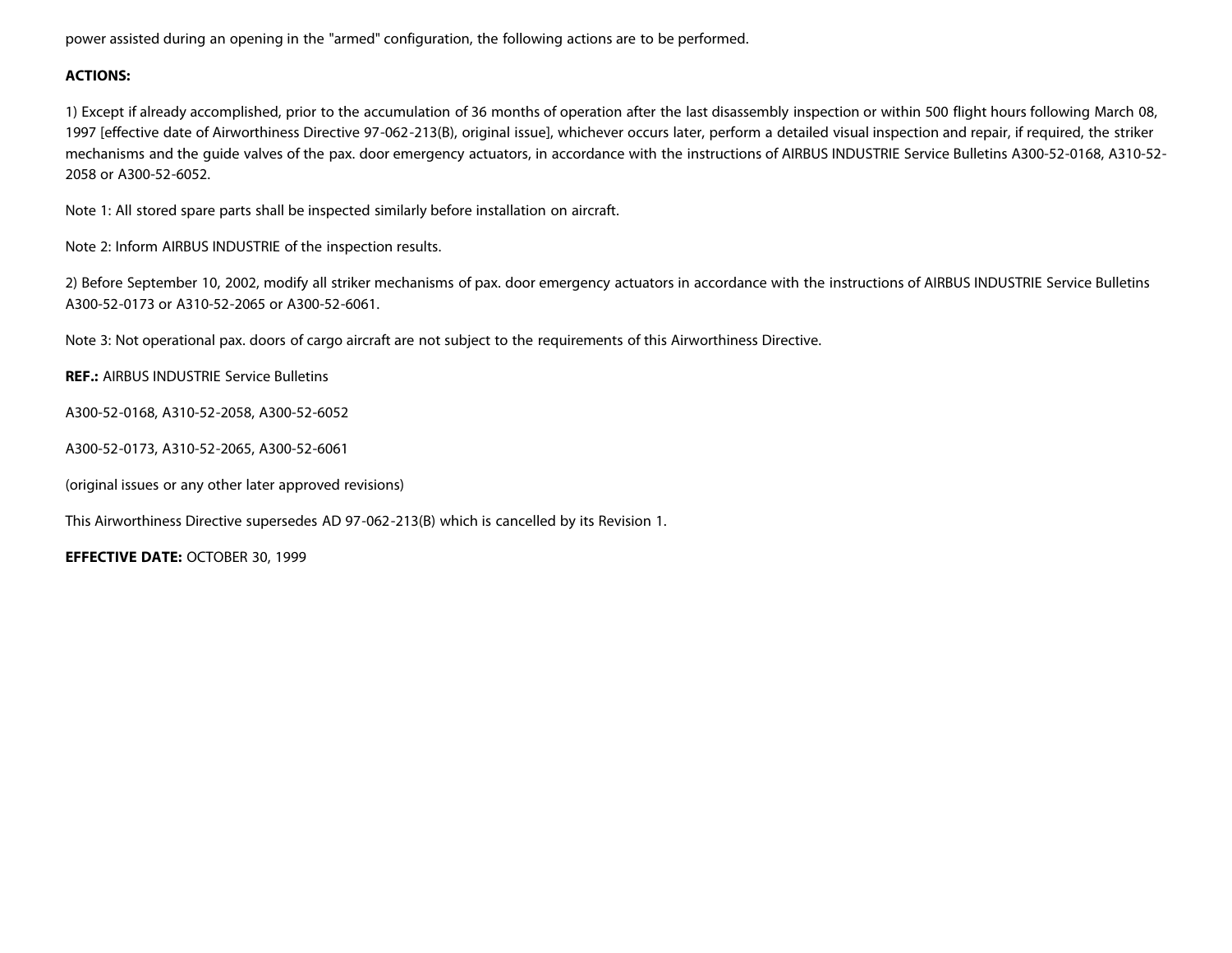power assisted during an opening in the "armed" configuration, the following actions are to be performed.

**ACTIONS:**

1) Except if already accomplished, prior to the accumulation of 36 months of operation after the last disassembly inspection or within 500 flight hours following March 08, 1997 [effective date of Airworthiness Directive 97-062-213(B), original issue], whichever occurs later, perform a detailed visual inspection and repair, if required, the striker mechanisms and the guide valves of the pax. door emergency actuators, in accordance with the instructions of AIRBUS INDUSTRIE Service Bulletins A300-52-0168, A310-52-2058 or A300-52-6052.

Note 1: All stored spare parts shall be inspected similarly before installation on aircraft.

Note 2: Inform AIRBUS INDUSTRIE of the inspection results.

2) Before September 10, 2002, modify all striker mechanisms of pax. door emergency actuators in accordance with the instructions of AIRBUS INDUSTRIE Service Bulletins A300-52-0173 or A310-52-2065 or A300-52-6061.

Note 3: Not operational pax. doors of cargo aircraft are not subject to the requirements of this Airworthiness Directive.

**REF.:** AIRBUS INDUSTRIE Service Bulletins

A300-52-0168, A310-52-2058, A300-52-6052

A300-52-0173, A310-52-2065, A300-52-6061

(original issues or any other later approved revisions)

This Airworthiness Directive supersedes AD 97-062-213(B) which is cancelled by its Revision 1.

**EFFECTIVE DATE:** OCTOBER 30, 1999